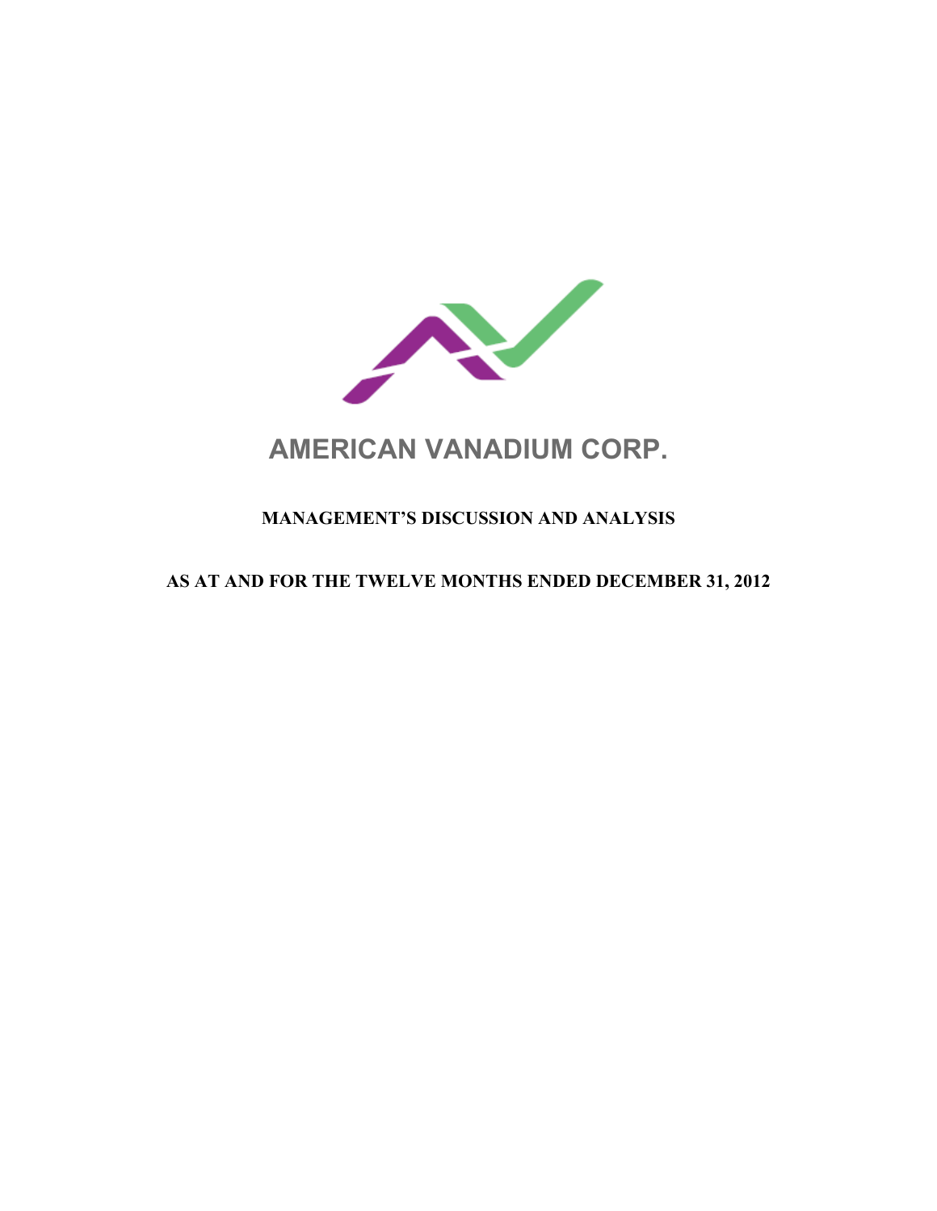# AMERICAN VANADIUM CORP.

## MANAGEMENT'S DISCUSSION AND ANALYSIS

## AS AT AND FOR THE TWELVE MONTHS ENDED DECEMBER 31, 2012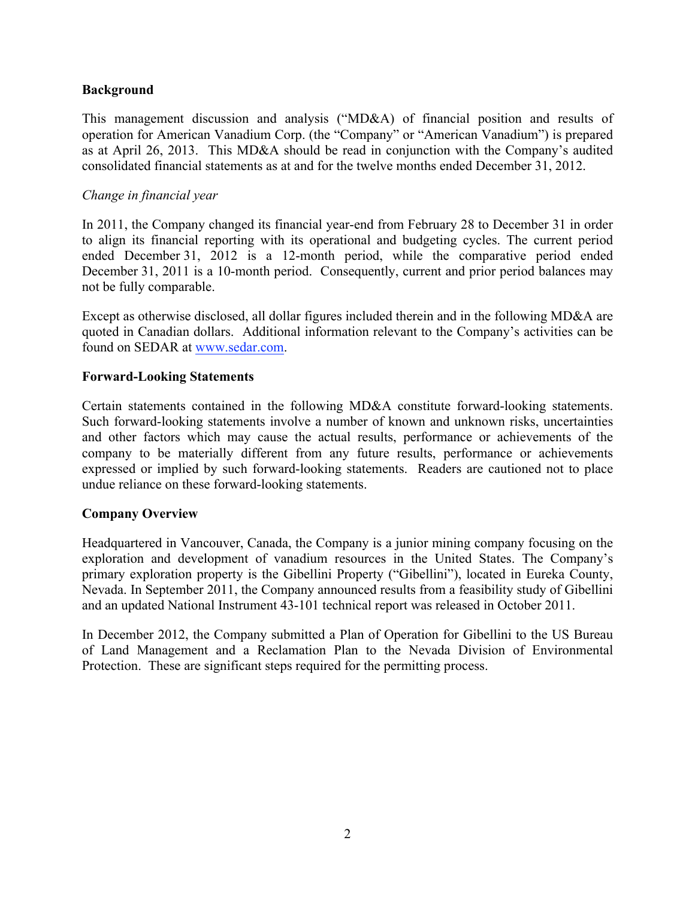## Background

This management discussion and analysis ("MD&A) of financial position and results of operation for American Vanadium Corp. (the "Company" or "American Vanadium") is prepared as at April 26, 2013. This MD&A should be read in conjunction with the Company's audited consolidated financial statements as at and for the twelve months ended December 31, 2012.

*Change in financial year*

In 2011, the Company changed its financial year-end from February 28 to December 31 in order to align its financial reporting with its operational and budgeting cycles. The current period ended December 31, 2012 is a 12-month period, while the comparative period ended December 31, 2011 is a 10-month period. Consequently, current and prior period balances may not be fully comparable.

Except as otherwise disclosed, all dollar figures included therein and in the following MD&A are quoted in Canadian dollars. Additional information relevant to the Company's activities can be found on SEDAR at [www.sedar.com](www.sedar.com).

## Forward-Looking Statements

Certain statements contained in the following MD&A constitute forward-looking statements. Such forward-looking statements involve a number of known and unknown risks, uncertainties and other factors which may cause the actual results, performance or achievements of the company to be materially different from any future results, performance or achievements expressed or implied by such forward-looking statements. Readers are cautioned not to place undue reliance on these forward-looking statements.

## Company Overview

Headquartered in Vancouver, Canada, the Company is a junior mining company focusing on the exploration and development of vanadium resources in the United States. The Company's primary exploration property is the Gibellini Property ("Gibellini"), located in Eureka County, Nevada. In September 2011, the Company announced results from a feasibility study of Gibellini and an updated National Instrument 43-101 technical report was released in October 2011.

In December 2012, the Company submitted a Plan of Operation for Gibellini to the US Bureau of Land Management and a Reclamation Plan to the Nevada Division of Environmental Protection. These are significant steps required for the permitting process.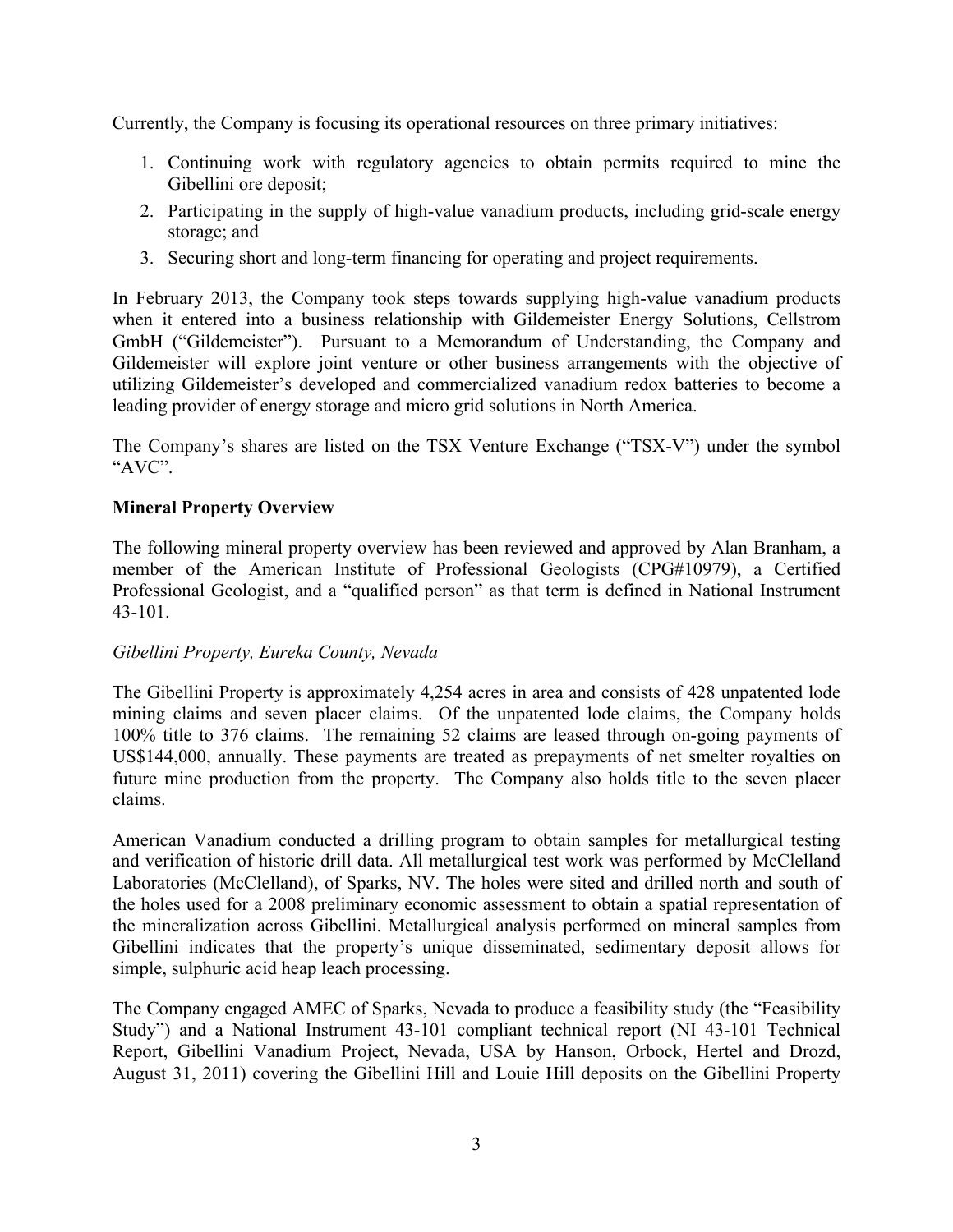Currently, the Company is focusing its operational resources on three primary initiatives:

1. Continuing work with regulatory agencies to obtain permits required to mine the Gibellini ore deposit;
2. Participating in the supply of high-value vanadium products, including grid-scale energy storage; and
3. Securing short and long-term financing for operating and project requirements.

In February 2013, the Company took steps towards supplying high-value vanadium products when it entered into a business relationship with Gildemeister Energy Solutions, Cellstrom GmbH ("Gildemeister"). Pursuant to a Memorandum of Understanding, the Company and Gildemeister will explore joint venture or other business arrangements with the objective of utilizing Gildemeister's developed and commercialized vanadium redox batteries to become a leading provider of energy storage and micro grid solutions in North America.

The Company's shares are listed on the TSX Venture Exchange ("TSX-V") under the symbol "AVC".

**Mineral Property Overview**

The following mineral property overview has been reviewed and approved by Alan Branham, a member of the American Institute of Professional Geologists (CPG#10979), a Certified Professional Geologist, and a "qualified person" as that term is defined in National Instrument 43-101.

*Gibellini Property, Eureka County, Nevada*

The Gibellini Property is approximately 4,254 acres in area and consists of 428 unpatented lode mining claims and seven placer claims. Of the unpatented lode claims, the Company holds 100% title to 376 claims. The remaining 52 claims are leased through on-going payments of US$144,000, annually. These payments are treated as prepayments of net smelter royalties on future mine production from the property. The Company also holds title to the seven placer claims.

American Vanadium conducted a drilling program to obtain samples for metallurgical testing and verification of historic drill data. All metallurgical test work was performed by McClelland Laboratories (McClelland), of Sparks, NV. The holes were sited and drilled north and south of the holes used for a 2008 preliminary economic assessment to obtain a spatial representation of the mineralization across Gibellini. Metallurgical analysis performed on mineral samples from Gibellini indicates that the property's unique disseminated, sedimentary deposit allows for simple, sulphuric acid heap leach processing.

The Company engaged AMEC of Sparks, Nevada to produce a feasibility study (the "Feasibility Study") and a National Instrument 43-101 compliant technical report (NI 43-101 Technical Report, Gibellini Vanadium Project, Nevada, USA by Hanson, Orbock, Hertel and Drozd, August 31, 2011) covering the Gibellini Hill and Louie Hill deposits on the Gibellini Property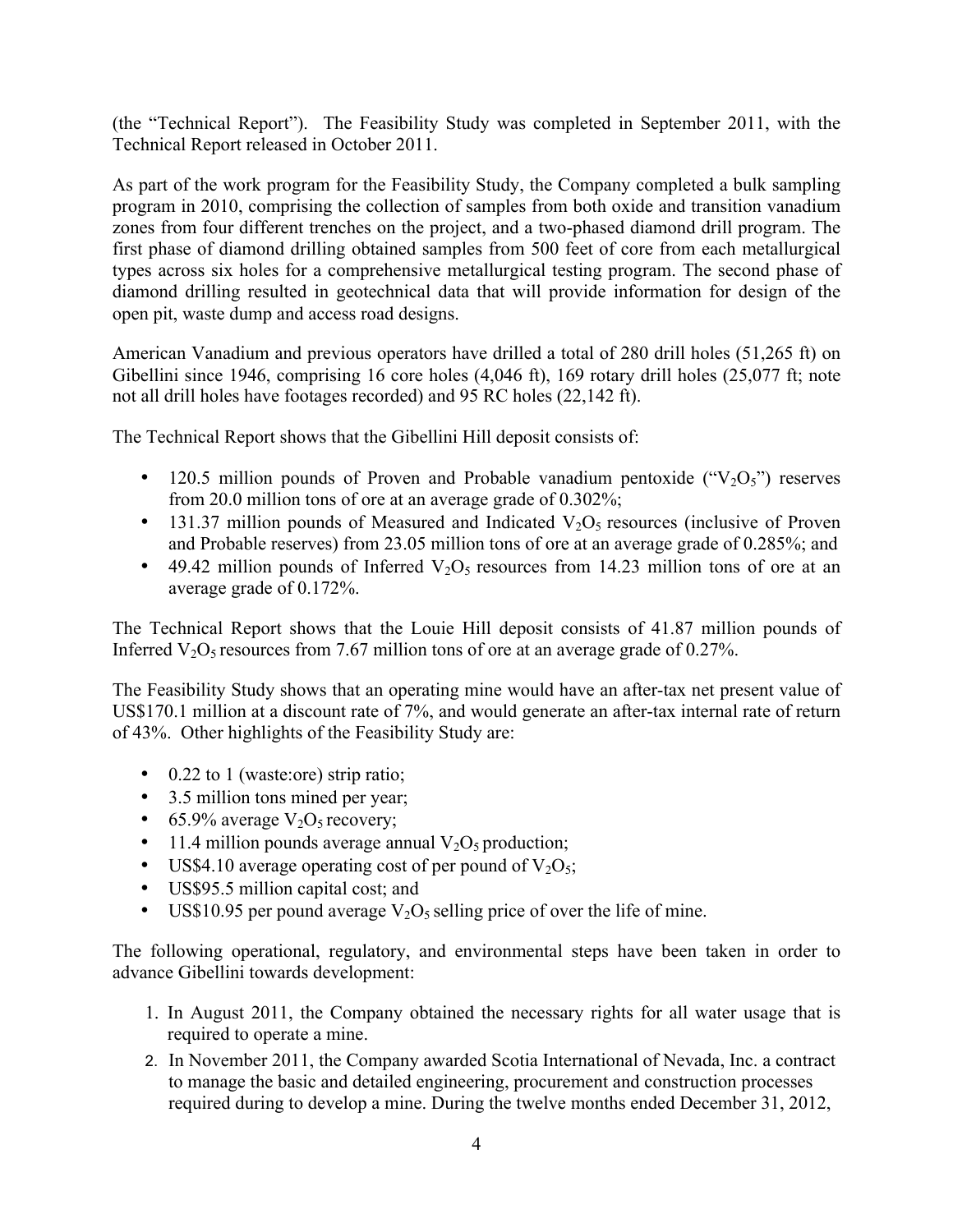(the "Technical Report"). The Feasibility Study was completed in September 2011, with the Technical Report released in October 2011.

As part of the work program for the Feasibility Study, the Company completed a bulk sampling program in 2010, comprising the collection of samples from both oxide and transition vanadium zones from four different trenches on the project, and a two-phased diamond drill program. The first phase of diamond drilling obtained samples from 500 feet of core from each metallurgical types across six holes for a comprehensive metallurgical testing program. The second phase of diamond drilling resulted in geotechnical data that will provide information for design of the open pit, waste dump and access road designs.

American Vanadium and previous operators have drilled a total of 280 drill holes (51,265 ft) on Gibellini since 1946, comprising 16 core holes (4,046 ft), 169 rotary drill holes (25,077 ft; note not all drill holes have footages recorded) and 95 RC holes (22,142 ft).

The Technical Report shows that the Gibellini Hill deposit consists of:

- 120.5 million pounds of Proven and Probable vanadium pentoxide ("$V_2O_5$") reserves from 20.0 million tons of ore at an average grade of 0.302%;
- 131.37 million pounds of Measured and Indicated $V_2O_5$ resources (inclusive of Proven and Probable reserves) from 23.05 million tons of ore at an average grade of 0.285%; and
- 49.42 million pounds of Inferred $V_2O_5$ resources from 14.23 million tons of ore at an average grade of 0.172%.

The Technical Report shows that the Louie Hill deposit consists of 41.87 million pounds of Inferred $V_2O_5$ resources from 7.67 million tons of ore at an average grade of 0.27%.

The Feasibility Study shows that an operating mine would have an after-tax net present value of US$170.1 million at a discount rate of 7%, and would generate an after-tax internal rate of return of 43%. Other highlights of the Feasibility Study are:

- 0.22 to 1 (waste:ore) strip ratio;
- 3.5 million tons mined per year;
- 65.9% average $V_2O_5$ recovery;
- 11.4 million pounds average annual $V_2O_5$ production;
- US$4.10 average operating cost of per pound of $V_2O_5$;
- US$95.5 million capital cost; and
- US$10.95 per pound average $V_2O_5$ selling price of over the life of mine.

The following operational, regulatory, and environmental steps have been taken in order to advance Gibellini towards development:

1. In August 2011, the Company obtained the necessary rights for all water usage that is required to operate a mine.
2. In November 2011, the Company awarded Scotia International of Nevada, Inc. a contract to manage the basic and detailed engineering, procurement and construction processes required during to develop a mine. During the twelve months ended December 31, 2012,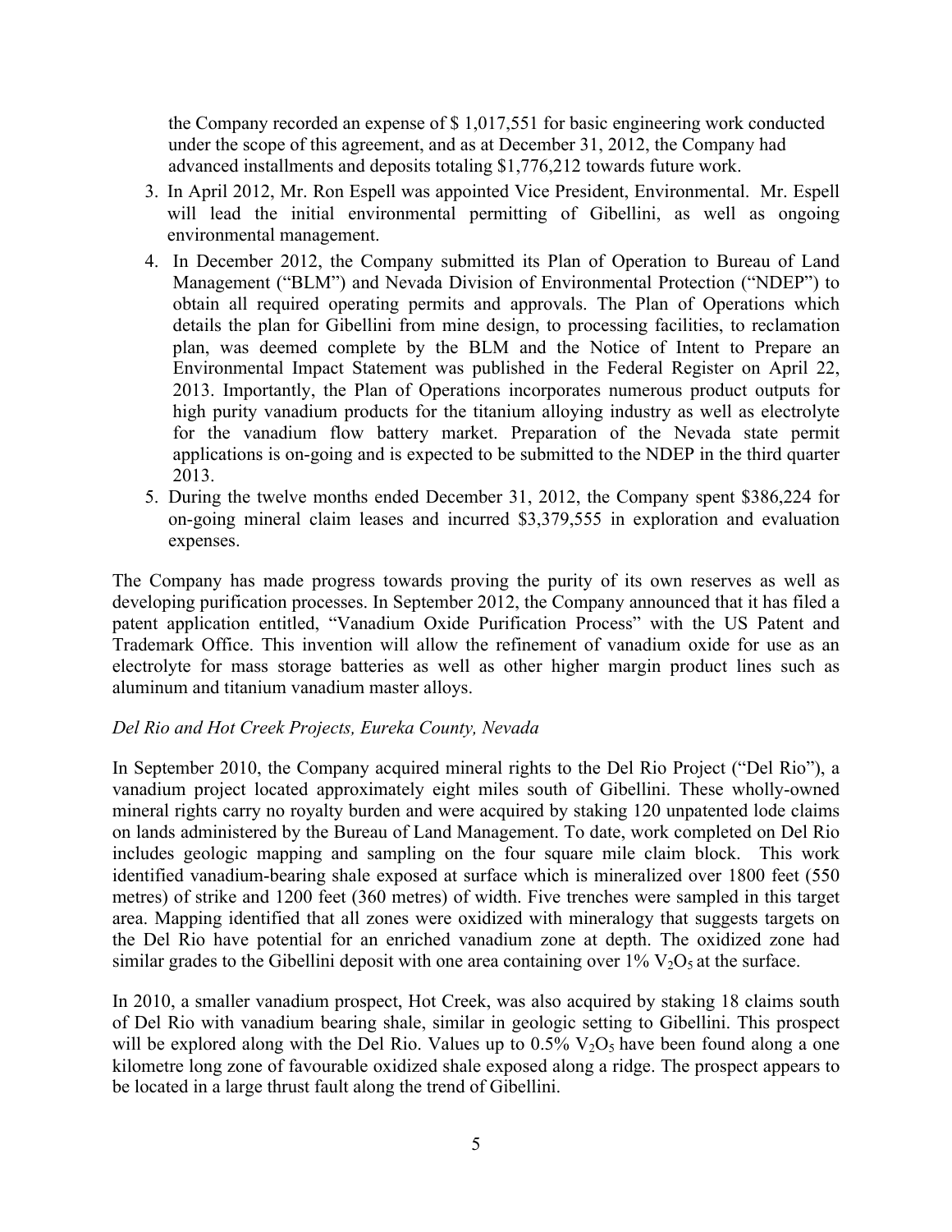the Company recorded an expense of $ 1,017,551 for basic engineering work conducted under the scope of this agreement, and as at December 31, 2012, the Company had advanced installments and deposits totaling $1,776,212 towards future work.

3. In April 2012, Mr. Ron Espell was appointed Vice President, Environmental. Mr. Espell will lead the initial environmental permitting of Gibellini, as well as ongoing environmental management.
4. In December 2012, the Company submitted its Plan of Operation to Bureau of Land Management ("BLM") and Nevada Division of Environmental Protection ("NDEP") to obtain all required operating permits and approvals. The Plan of Operations which details the plan for Gibellini from mine design, to processing facilities, to reclamation plan, was deemed complete by the BLM and the Notice of Intent to Prepare an Environmental Impact Statement was published in the Federal Register on April 22, 2013. Importantly, the Plan of Operations incorporates numerous product outputs for high purity vanadium products for the titanium alloying industry as well as electrolyte for the vanadium flow battery market. Preparation of the Nevada state permit applications is on-going and is expected to be submitted to the NDEP in the third quarter 2013.
5. During the twelve months ended December 31, 2012, the Company spent $386,224 for on-going mineral claim leases and incurred $3,379,555 in exploration and evaluation expenses.

The Company has made progress towards proving the purity of its own reserves as well as developing purification processes. In September 2012, the Company announced that it has filed a patent application entitled, "Vanadium Oxide Purification Process" with the US Patent and Trademark Office. This invention will allow the refinement of vanadium oxide for use as an electrolyte for mass storage batteries as well as other higher margin product lines such as aluminum and titanium vanadium master alloys.

*Del Rio and Hot Creek Projects, Eureka County, Nevada*

In September 2010, the Company acquired mineral rights to the Del Rio Project ("Del Rio"), a vanadium project located approximately eight miles south of Gibellini. These wholly-owned mineral rights carry no royalty burden and were acquired by staking 120 unpatented lode claims on lands administered by the Bureau of Land Management. To date, work completed on Del Rio includes geologic mapping and sampling on the four square mile claim block. This work identified vanadium-bearing shale exposed at surface which is mineralized over 1800 feet (550 metres) of strike and 1200 feet (360 metres) of width. Five trenches were sampled in this target area. Mapping identified that all zones were oxidized with mineralogy that suggests targets on the Del Rio have potential for an enriched vanadium zone at depth. The oxidized zone had similar grades to the Gibellini deposit with one area containing over 1% $V_2O_5$ at the surface.

In 2010, a smaller vanadium prospect, Hot Creek, was also acquired by staking 18 claims south of Del Rio with vanadium bearing shale, similar in geologic setting to Gibellini. This prospect will be explored along with the Del Rio. Values up to 0.5% $V_2O_5$ have been found along a one kilometre long zone of favourable oxidized shale exposed along a ridge. The prospect appears to be located in a large thrust fault along the trend of Gibellini.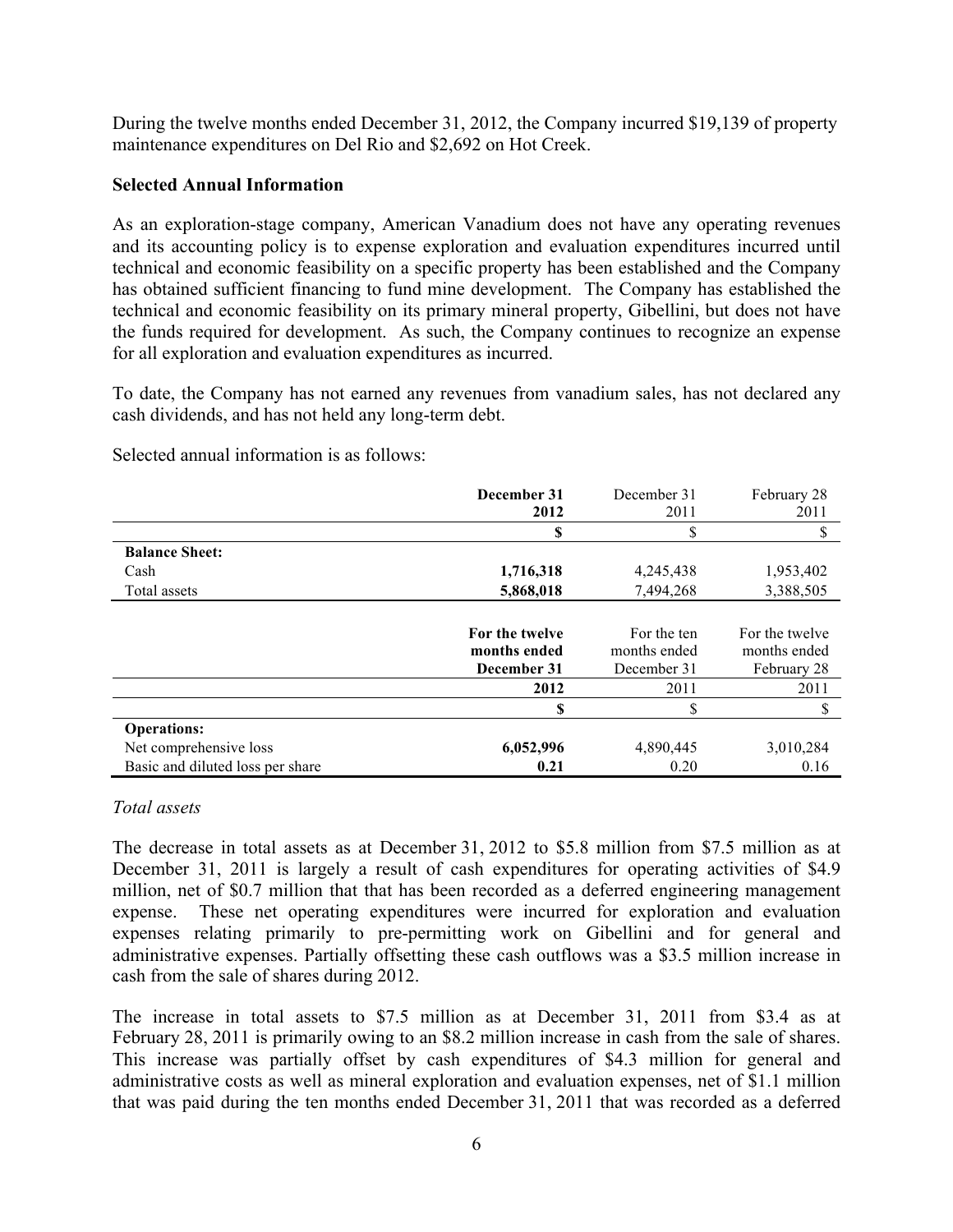During the twelve months ended December 31, 2012, the Company incurred $19,139 of property maintenance expenditures on Del Rio and $2,692 on Hot Creek.

**Selected Annual Information**

As an exploration-stage company, American Vanadium does not have any operating revenues and its accounting policy is to expense exploration and evaluation expenditures incurred until technical and economic feasibility on a specific property has been established and the Company has obtained sufficient financing to fund mine development. The Company has established the technical and economic feasibility on its primary mineral property, Gibellini, but does not have the funds required for development. As such, the Company continues to recognize an expense for all exploration and evaluation expenditures as incurred.

To date, the Company has not earned any revenues from vanadium sales, has not declared any cash dividends, and has not held any long-term debt.

Selected annual information is as follows:

| | **December 31 2012** | December 31 2011 | February 28 2011 |
|---|---|---|---|
| | **$** | $ | $ |
| **Balance Sheet:** | | | |
| Cash | **1,716,318** | 4,245,438 | 1,953,402 |
| Total assets | **5,868,018** | 7,494,268 | 3,388,505 |

| | **For the twelve months ended December 31** | For the ten months ended December 31 | For the twelve months ended February 28 |
|---|---|---|---|
| | **2012** | 2011 | 2011 |
| | **$** | $ | $ |
| **Operations:** | | | |
| Net comprehensive loss | **6,052,996** | 4,890,445 | 3,010,284 |
| Basic and diluted loss per share | **0.21** | 0.20 | 0.16 |

*Total assets*

The decrease in total assets as at December 31, 2012 to $5.8 million from $7.5 million as at December 31, 2011 is largely a result of cash expenditures for operating activities of $4.9 million, net of $0.7 million that that has been recorded as a deferred engineering management expense. These net operating expenditures were incurred for exploration and evaluation expenses relating primarily to pre-permitting work on Gibellini and for general and administrative expenses. Partially offsetting these cash outflows was a $3.5 million increase in cash from the sale of shares during 2012.

The increase in total assets to $7.5 million as at December 31, 2011 from $3.4 as at February 28, 2011 is primarily owing to an $8.2 million increase in cash from the sale of shares. This increase was partially offset by cash expenditures of $4.3 million for general and administrative costs as well as mineral exploration and evaluation expenses, net of $1.1 million that was paid during the ten months ended December 31, 2011 that was recorded as a deferred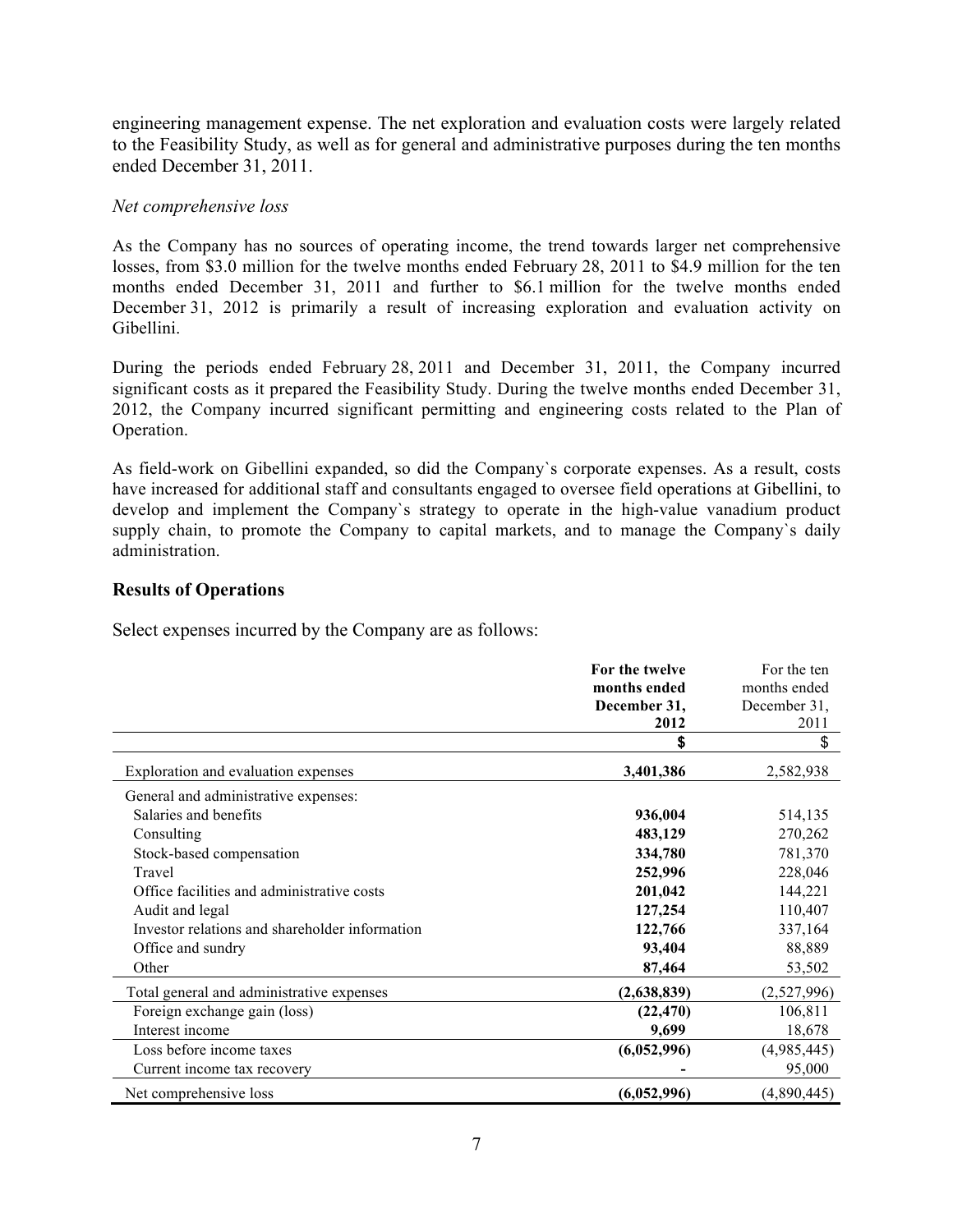engineering management expense. The net exploration and evaluation costs were largely related to the Feasibility Study, as well as for general and administrative purposes during the ten months ended December 31, 2011.

*Net comprehensive loss*

As the Company has no sources of operating income, the trend towards larger net comprehensive losses, from $3.0 million for the twelve months ended February 28, 2011 to $4.9 million for the ten months ended December 31, 2011 and further to $6.1 million for the twelve months ended December 31, 2012 is primarily a result of increasing exploration and evaluation activity on Gibellini.

During the periods ended February 28, 2011 and December 31, 2011, the Company incurred significant costs as it prepared the Feasibility Study. During the twelve months ended December 31, 2012, the Company incurred significant permitting and engineering costs related to the Plan of Operation.

As field-work on Gibellini expanded, so did the Company`s corporate expenses. As a result, costs have increased for additional staff and consultants engaged to oversee field operations at Gibellini, to develop and implement the Company`s strategy to operate in the high-value vanadium product supply chain, to promote the Company to capital markets, and to manage the Company`s daily administration.

## Results of Operations

Select expenses incurred by the Company are as follows:

| | **For the twelve months ended December 31, 2012** | For the ten months ended December 31, 2011 |
|---|---|---|
| | **$** | $ |
| Exploration and evaluation expenses | **3,401,386** | 2,582,938 |
| General and administrative expenses: | | |
| Salaries and benefits | **936,004** | 514,135 |
| Consulting | **483,129** | 270,262 |
| Stock-based compensation | **334,780** | 781,370 |
| Travel | **252,996** | 228,046 |
| Office facilities and administrative costs | **201,042** | 144,221 |
| Audit and legal | **127,254** | 110,407 |
| Investor relations and shareholder information | **122,766** | 337,164 |
| Office and sundry | **93,404** | 88,889 |
| Other | **87,464** | 53,502 |
| Total general and administrative expenses | **(2,638,839)** | (2,527,996) |
| Foreign exchange gain (loss) | **(22,470)** | 106,811 |
| Interest income | **9,699** | 18,678 |
| Loss before income taxes | **(6,052,996)** | (4,985,445) |
| Current income tax recovery | **-** | 95,000 |
| Net comprehensive loss | **(6,052,996)** | (4,890,445) |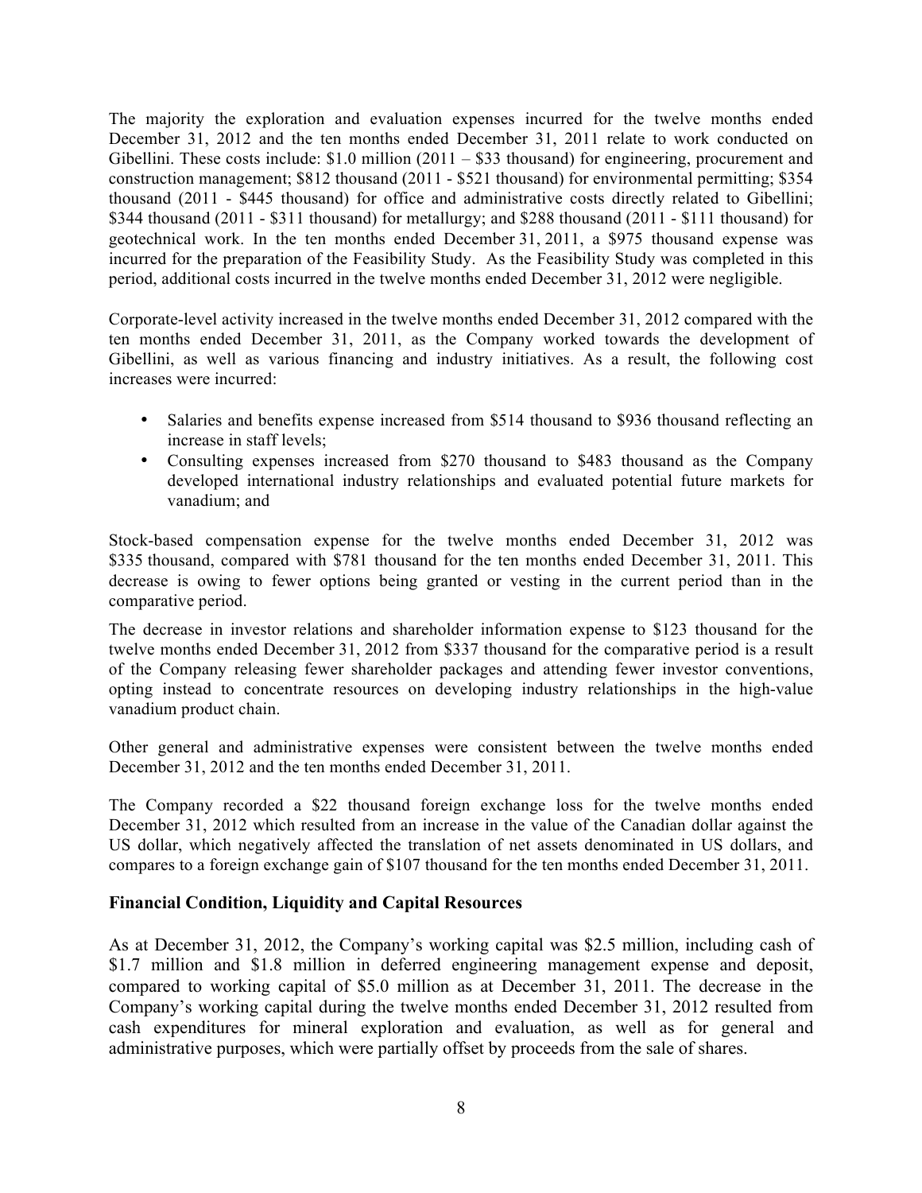The majority the exploration and evaluation expenses incurred for the twelve months ended December 31, 2012 and the ten months ended December 31, 2011 relate to work conducted on Gibellini. These costs include: $1.0 million (2011 – $33 thousand) for engineering, procurement and construction management; $812 thousand (2011 - $521 thousand) for environmental permitting; $354 thousand (2011 - $445 thousand) for office and administrative costs directly related to Gibellini; $344 thousand (2011 - $311 thousand) for metallurgy; and $288 thousand (2011 - $111 thousand) for geotechnical work. In the ten months ended December 31, 2011, a $975 thousand expense was incurred for the preparation of the Feasibility Study. As the Feasibility Study was completed in this period, additional costs incurred in the twelve months ended December 31, 2012 were negligible.

Corporate-level activity increased in the twelve months ended December 31, 2012 compared with the ten months ended December 31, 2011, as the Company worked towards the development of Gibellini, as well as various financing and industry initiatives. As a result, the following cost increases were incurred:

- Salaries and benefits expense increased from $514 thousand to $936 thousand reflecting an increase in staff levels;
- Consulting expenses increased from $270 thousand to $483 thousand as the Company developed international industry relationships and evaluated potential future markets for vanadium; and

Stock-based compensation expense for the twelve months ended December 31, 2012 was $335 thousand, compared with $781 thousand for the ten months ended December 31, 2011. This decrease is owing to fewer options being granted or vesting in the current period than in the comparative period.

The decrease in investor relations and shareholder information expense to $123 thousand for the twelve months ended December 31, 2012 from $337 thousand for the comparative period is a result of the Company releasing fewer shareholder packages and attending fewer investor conventions, opting instead to concentrate resources on developing industry relationships in the high-value vanadium product chain.

Other general and administrative expenses were consistent between the twelve months ended December 31, 2012 and the ten months ended December 31, 2011.

The Company recorded a $22 thousand foreign exchange loss for the twelve months ended December 31, 2012 which resulted from an increase in the value of the Canadian dollar against the US dollar, which negatively affected the translation of net assets denominated in US dollars, and compares to a foreign exchange gain of $107 thousand for the ten months ended December 31, 2011.

## Financial Condition, Liquidity and Capital Resources

As at December 31, 2012, the Company's working capital was $2.5 million, including cash of $1.7 million and $1.8 million in deferred engineering management expense and deposit, compared to working capital of $5.0 million as at December 31, 2011. The decrease in the Company's working capital during the twelve months ended December 31, 2012 resulted from cash expenditures for mineral exploration and evaluation, as well as for general and administrative purposes, which were partially offset by proceeds from the sale of shares.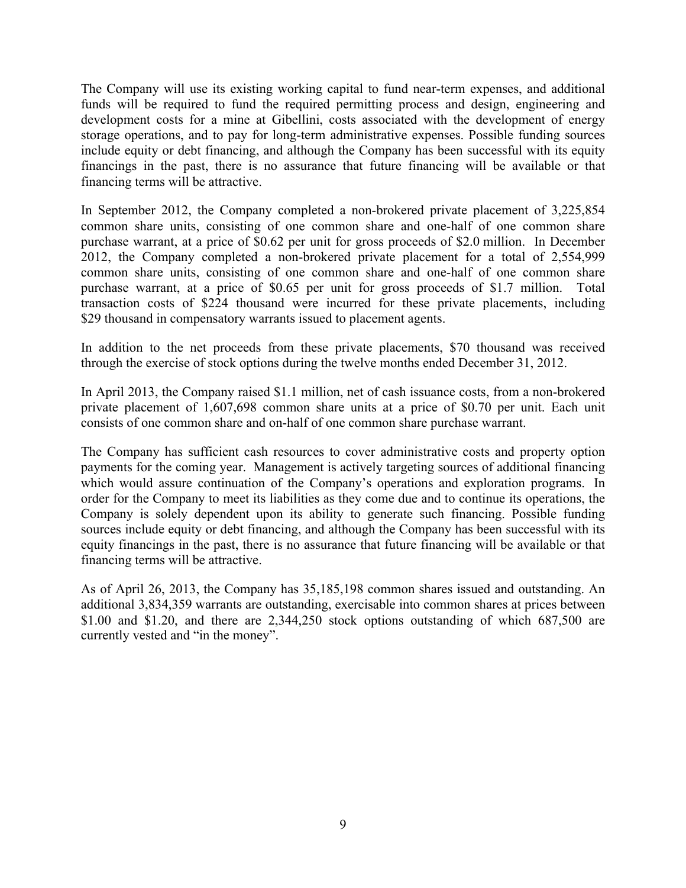The Company will use its existing working capital to fund near-term expenses, and additional funds will be required to fund the required permitting process and design, engineering and development costs for a mine at Gibellini, costs associated with the development of energy storage operations, and to pay for long-term administrative expenses. Possible funding sources include equity or debt financing, and although the Company has been successful with its equity financings in the past, there is no assurance that future financing will be available or that financing terms will be attractive.

In September 2012, the Company completed a non-brokered private placement of 3,225,854 common share units, consisting of one common share and one-half of one common share purchase warrant, at a price of $0.62 per unit for gross proceeds of $2.0 million. In December 2012, the Company completed a non-brokered private placement for a total of 2,554,999 common share units, consisting of one common share and one-half of one common share purchase warrant, at a price of $0.65 per unit for gross proceeds of $1.7 million. Total transaction costs of $224 thousand were incurred for these private placements, including $29 thousand in compensatory warrants issued to placement agents.

In addition to the net proceeds from these private placements, $70 thousand was received through the exercise of stock options during the twelve months ended December 31, 2012.

In April 2013, the Company raised $1.1 million, net of cash issuance costs, from a non-brokered private placement of 1,607,698 common share units at a price of $0.70 per unit. Each unit consists of one common share and on-half of one common share purchase warrant.

The Company has sufficient cash resources to cover administrative costs and property option payments for the coming year. Management is actively targeting sources of additional financing which would assure continuation of the Company's operations and exploration programs. In order for the Company to meet its liabilities as they come due and to continue its operations, the Company is solely dependent upon its ability to generate such financing. Possible funding sources include equity or debt financing, and although the Company has been successful with its equity financings in the past, there is no assurance that future financing will be available or that financing terms will be attractive.

As of April 26, 2013, the Company has 35,185,198 common shares issued and outstanding. An additional 3,834,359 warrants are outstanding, exercisable into common shares at prices between $1.00 and $1.20, and there are 2,344,250 stock options outstanding of which 687,500 are currently vested and "in the money".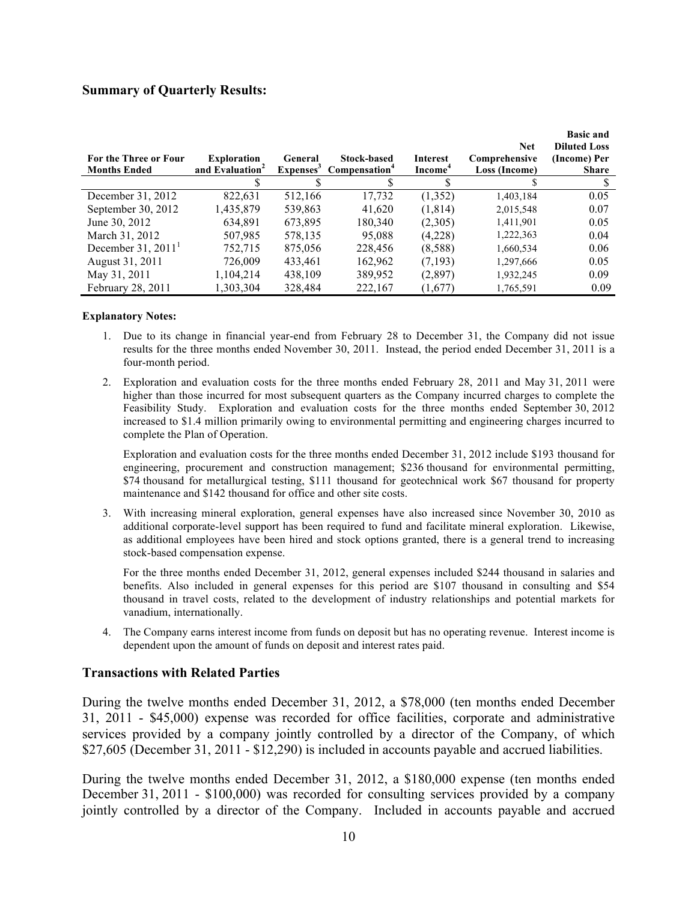## Summary of Quarterly Results:

| For the Three or Four Months Ended | Exploration and Evaluation[2] | General Expenses[3] | Stock-based Compensation[4] | Interest Income[4] | Net Comprehensive Loss (Income) | Basic and Diluted Loss (Income) Per Share |
|---|---|---|---|---|---|---|
| | $ | $ | $ | $ | $ | $ |
| December 31, 2012 | 822,631 | 512,166 | 17,732 | (1,352) | 1,403,184 | 0.05 |
| September 30, 2012 | 1,435,879 | 539,863 | 41,620 | (1,814) | 2,015,548 | 0.07 |
| June 30, 2012 | 634,891 | 673,895 | 180,340 | (2,305) | 1,411,901 | 0.05 |
| March 31, 2012 | 507,985 | 578,135 | 95,088 | (4,228) | 1,222,363 | 0.04 |
| December 31, 2011[1] | 752,715 | 875,056 | 228,456 | (8,588) | 1,660,534 | 0.06 |
| August 31, 2011 | 726,009 | 433,461 | 162,962 | (7,193) | 1,297,666 | 0.05 |
| May 31, 2011 | 1,104,214 | 438,109 | 389,952 | (2,897) | 1,932,245 | 0.09 |
| February 28, 2011 | 1,303,304 | 328,484 | 222,167 | (1,677) | 1,765,591 | 0.09 |

**Explanatory Notes:**

1. Due to its change in financial year-end from February 28 to December 31, the Company did not issue results for the three months ended November 30, 2011. Instead, the period ended December 31, 2011 is a four-month period.

2. Exploration and evaluation costs for the three months ended February 28, 2011 and May 31, 2011 were higher than those incurred for most subsequent quarters as the Company incurred charges to complete the Feasibility Study. Exploration and evaluation costs for the three months ended September 30, 2012 increased to $1.4 million primarily owing to environmental permitting and engineering charges incurred to complete the Plan of Operation.

   Exploration and evaluation costs for the three months ended December 31, 2012 include $193 thousand for engineering, procurement and construction management; $236 thousand for environmental permitting, $74 thousand for metallurgical testing, $111 thousand for geotechnical work $67 thousand for property maintenance and $142 thousand for office and other site costs.

3. With increasing mineral exploration, general expenses have also increased since November 30, 2010 as additional corporate-level support has been required to fund and facilitate mineral exploration. Likewise, as additional employees have been hired and stock options granted, there is a general trend to increasing stock-based compensation expense.

   For the three months ended December 31, 2012, general expenses included $244 thousand in salaries and benefits. Also included in general expenses for this period are $107 thousand in consulting and $54 thousand in travel costs, related to the development of industry relationships and potential markets for vanadium, internationally.

4. The Company earns interest income from funds on deposit but has no operating revenue. Interest income is dependent upon the amount of funds on deposit and interest rates paid.

## Transactions with Related Parties

During the twelve months ended December 31, 2012, a $78,000 (ten months ended December 31, 2011 - $45,000) expense was recorded for office facilities, corporate and administrative services provided by a company jointly controlled by a director of the Company, of which $27,605 (December 31, 2011 - $12,290) is included in accounts payable and accrued liabilities.

During the twelve months ended December 31, 2012, a $180,000 expense (ten months ended December 31, 2011 - $100,000) was recorded for consulting services provided by a company jointly controlled by a director of the Company. Included in accounts payable and accrued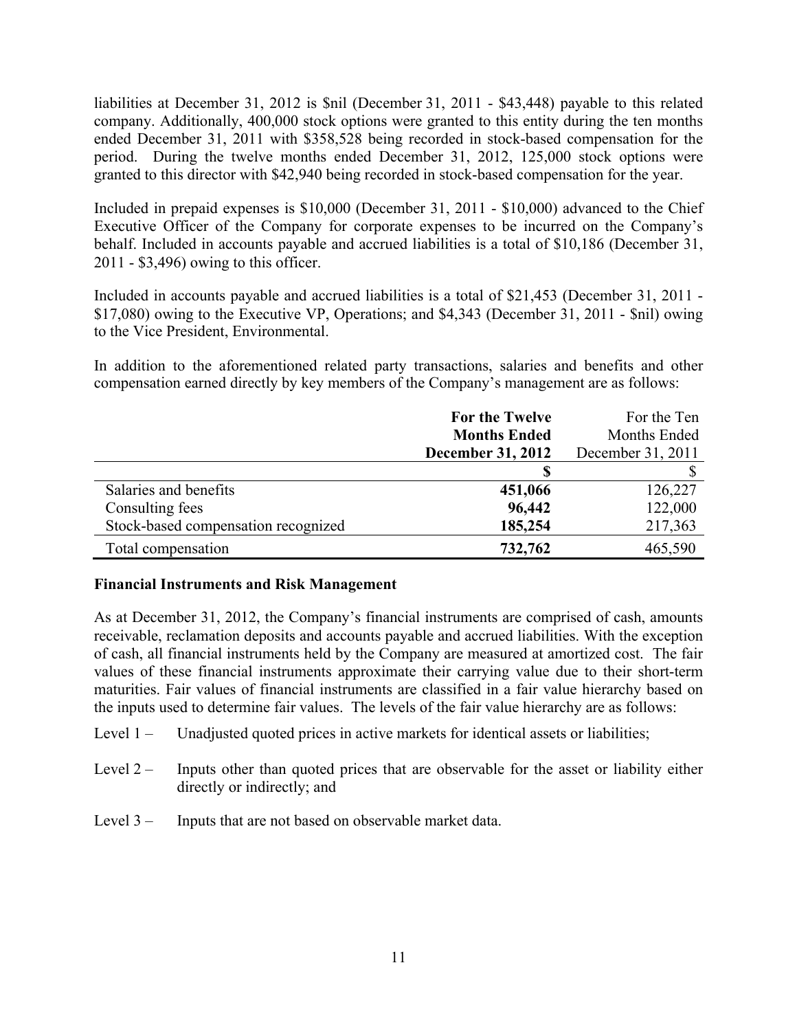liabilities at December 31, 2012 is $nil (December 31, 2011 - $43,448) payable to this related company. Additionally, 400,000 stock options were granted to this entity during the ten months ended December 31, 2011 with $358,528 being recorded in stock-based compensation for the period. During the twelve months ended December 31, 2012, 125,000 stock options were granted to this director with $42,940 being recorded in stock-based compensation for the year.

Included in prepaid expenses is $10,000 (December 31, 2011 - $10,000) advanced to the Chief Executive Officer of the Company for corporate expenses to be incurred on the Company's behalf. Included in accounts payable and accrued liabilities is a total of $10,186 (December 31, 2011 - $3,496) owing to this officer.

Included in accounts payable and accrued liabilities is a total of $21,453 (December 31, 2011 - $17,080) owing to the Executive VP, Operations; and $4,343 (December 31, 2011 - $nil) owing to the Vice President, Environmental.

In addition to the aforementioned related party transactions, salaries and benefits and other compensation earned directly by key members of the Company's management are as follows:

| | **For the Twelve Months Ended December 31, 2012** | For the Ten Months Ended December 31, 2011 |
|---|---|---|
| | **$** | $ |
| Salaries and benefits | **451,066** | 126,227 |
| Consulting fees | **96,442** | 122,000 |
| Stock-based compensation recognized | **185,254** | 217,363 |
| Total compensation | **732,762** | 465,590 |

**Financial Instruments and Risk Management**

As at December 31, 2012, the Company's financial instruments are comprised of cash, amounts receivable, reclamation deposits and accounts payable and accrued liabilities. With the exception of cash, all financial instruments held by the Company are measured at amortized cost. The fair values of these financial instruments approximate their carrying value due to their short-term maturities. Fair values of financial instruments are classified in a fair value hierarchy based on the inputs used to determine fair values. The levels of the fair value hierarchy are as follows:

Level 1 – Unadjusted quoted prices in active markets for identical assets or liabilities;

Level 2 – Inputs other than quoted prices that are observable for the asset or liability either directly or indirectly; and

Level 3 – Inputs that are not based on observable market data.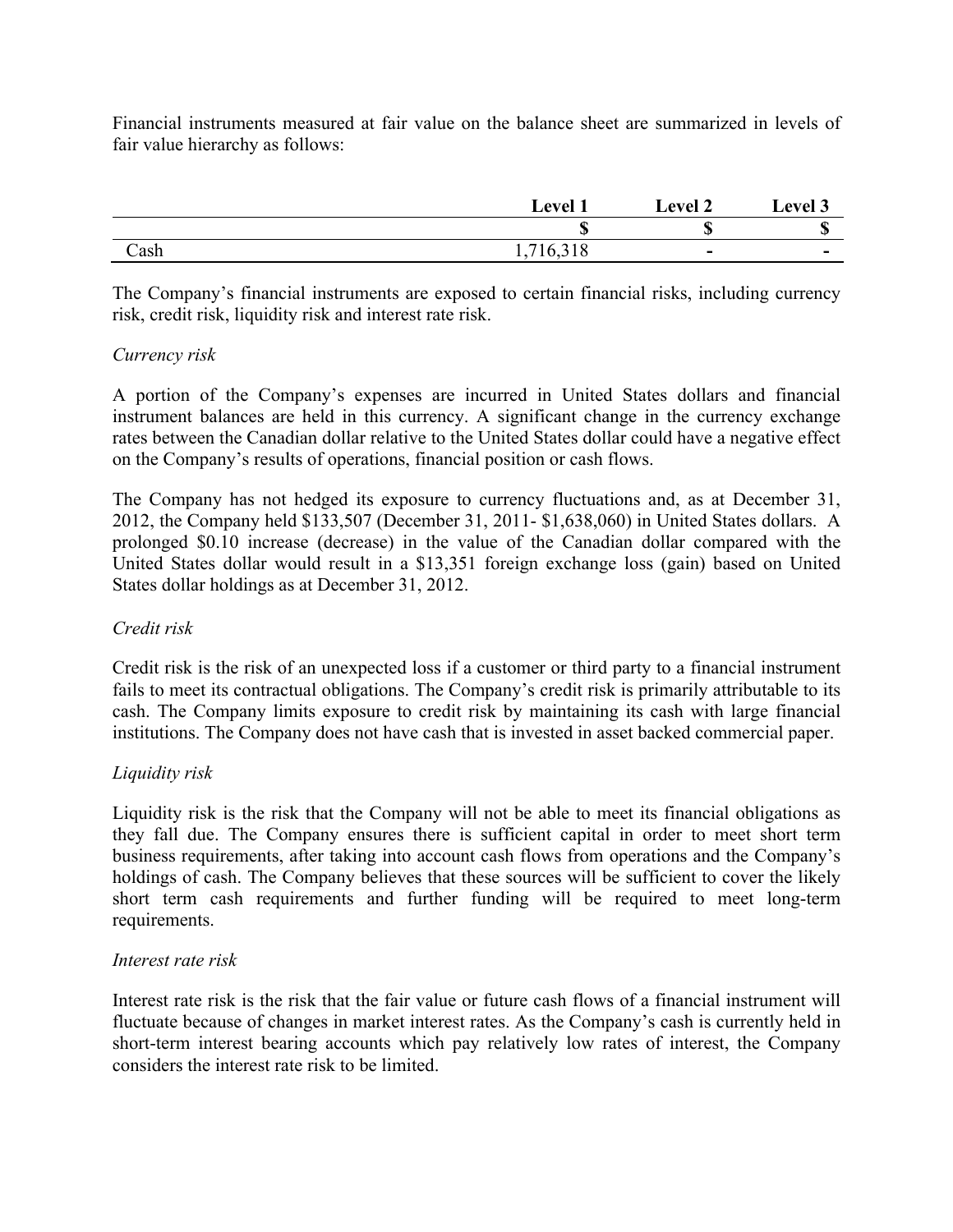Financial instruments measured at fair value on the balance sheet are summarized in levels of fair value hierarchy as follows:

| | Level 1 | Level 2 | Level 3 |
|---|---|---|---|
| | $ | $ | $ |
| Cash | 1,716,318 | - | - |

The Company's financial instruments are exposed to certain financial risks, including currency risk, credit risk, liquidity risk and interest rate risk.

*Currency risk*

A portion of the Company's expenses are incurred in United States dollars and financial instrument balances are held in this currency. A significant change in the currency exchange rates between the Canadian dollar relative to the United States dollar could have a negative effect on the Company's results of operations, financial position or cash flows.

The Company has not hedged its exposure to currency fluctuations and, as at December 31, 2012, the Company held $133,507 (December 31, 2011- $1,638,060) in United States dollars. A prolonged $0.10 increase (decrease) in the value of the Canadian dollar compared with the United States dollar would result in a $13,351 foreign exchange loss (gain) based on United States dollar holdings as at December 31, 2012.

*Credit risk*

Credit risk is the risk of an unexpected loss if a customer or third party to a financial instrument fails to meet its contractual obligations. The Company's credit risk is primarily attributable to its cash. The Company limits exposure to credit risk by maintaining its cash with large financial institutions. The Company does not have cash that is invested in asset backed commercial paper.

*Liquidity risk*

Liquidity risk is the risk that the Company will not be able to meet its financial obligations as they fall due. The Company ensures there is sufficient capital in order to meet short term business requirements, after taking into account cash flows from operations and the Company's holdings of cash. The Company believes that these sources will be sufficient to cover the likely short term cash requirements and further funding will be required to meet long-term requirements.

*Interest rate risk*

Interest rate risk is the risk that the fair value or future cash flows of a financial instrument will fluctuate because of changes in market interest rates. As the Company's cash is currently held in short-term interest bearing accounts which pay relatively low rates of interest, the Company considers the interest rate risk to be limited.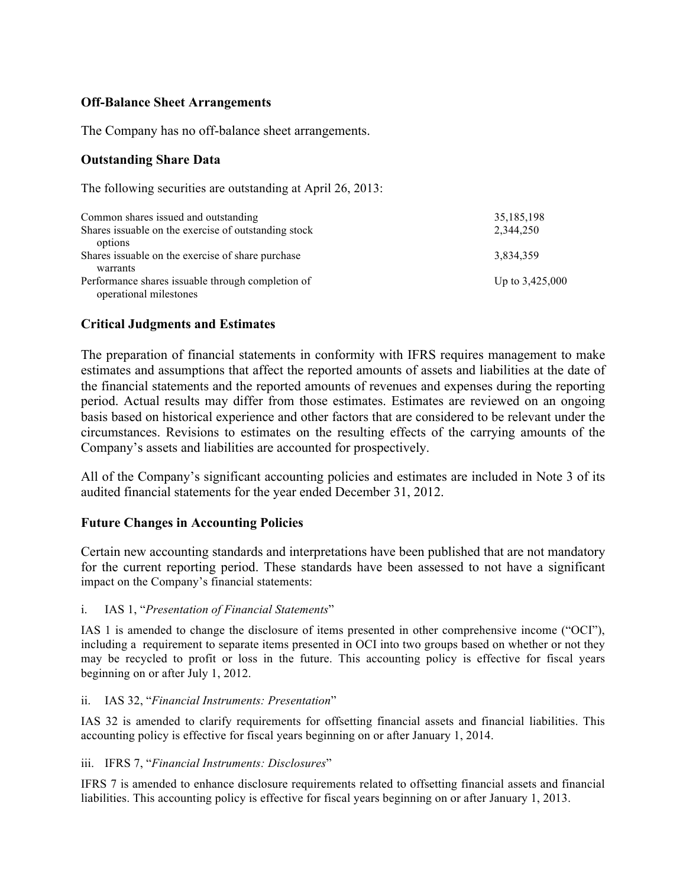### Off-Balance Sheet Arrangements

The Company has no off-balance sheet arrangements.

### Outstanding Share Data

The following securities are outstanding at April 26, 2013:

| | |
|---|---|
| Common shares issued and outstanding | 35,185,198 |
| Shares issuable on the exercise of outstanding stock options | 2,344,250 |
| Shares issuable on the exercise of share purchase warrants | 3,834,359 |
| Performance shares issuable through completion of operational milestones | Up to 3,425,000 |

### Critical Judgments and Estimates

The preparation of financial statements in conformity with IFRS requires management to make estimates and assumptions that affect the reported amounts of assets and liabilities at the date of the financial statements and the reported amounts of revenues and expenses during the reporting period. Actual results may differ from those estimates. Estimates are reviewed on an ongoing basis based on historical experience and other factors that are considered to be relevant under the circumstances. Revisions to estimates on the resulting effects of the carrying amounts of the Company's assets and liabilities are accounted for prospectively.

All of the Company's significant accounting policies and estimates are included in Note 3 of its audited financial statements for the year ended December 31, 2012.

### Future Changes in Accounting Policies

Certain new accounting standards and interpretations have been published that are not mandatory for the current reporting period. These standards have been assessed to not have a significant impact on the Company's financial statements:

i. IAS 1, "*Presentation of Financial Statements*"

IAS 1 is amended to change the disclosure of items presented in other comprehensive income ("OCI"), including a requirement to separate items presented in OCI into two groups based on whether or not they may be recycled to profit or loss in the future. This accounting policy is effective for fiscal years beginning on or after July 1, 2012.

ii. IAS 32, "*Financial Instruments: Presentation*"

IAS 32 is amended to clarify requirements for offsetting financial assets and financial liabilities. This accounting policy is effective for fiscal years beginning on or after January 1, 2014.

iii. IFRS 7, "*Financial Instruments: Disclosures*"

IFRS 7 is amended to enhance disclosure requirements related to offsetting financial assets and financial liabilities. This accounting policy is effective for fiscal years beginning on or after January 1, 2013.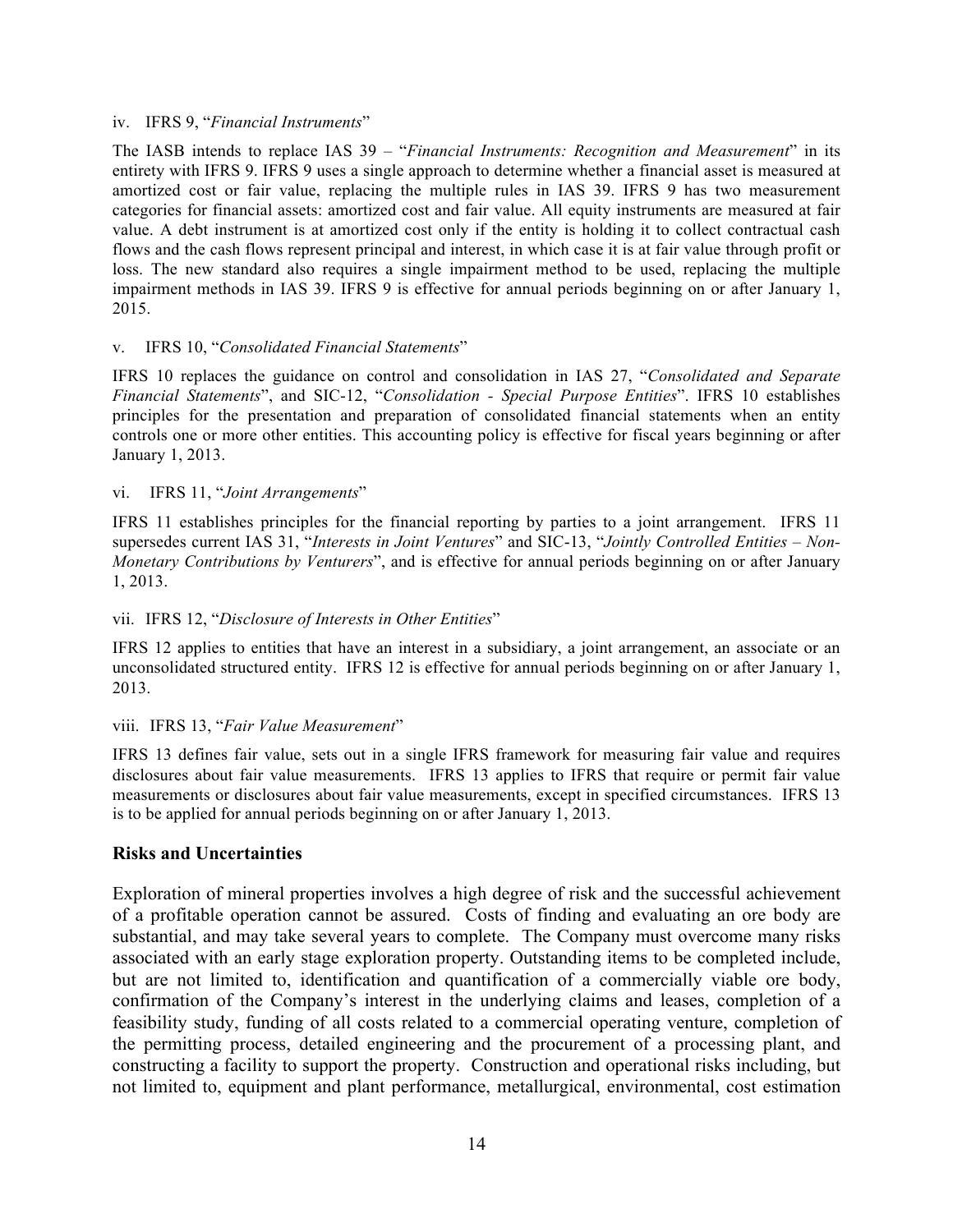iv. IFRS 9, "*Financial Instruments*"

The IASB intends to replace IAS 39 – "*Financial Instruments: Recognition and Measurement*" in its entirety with IFRS 9. IFRS 9 uses a single approach to determine whether a financial asset is measured at amortized cost or fair value, replacing the multiple rules in IAS 39. IFRS 9 has two measurement categories for financial assets: amortized cost and fair value. All equity instruments are measured at fair value. A debt instrument is at amortized cost only if the entity is holding it to collect contractual cash flows and the cash flows represent principal and interest, in which case it is at fair value through profit or loss. The new standard also requires a single impairment method to be used, replacing the multiple impairment methods in IAS 39. IFRS 9 is effective for annual periods beginning on or after January 1, 2015.

v. IFRS 10, "*Consolidated Financial Statements*"

IFRS 10 replaces the guidance on control and consolidation in IAS 27, "*Consolidated and Separate Financial Statements*", and SIC-12, "*Consolidation - Special Purpose Entities*". IFRS 10 establishes principles for the presentation and preparation of consolidated financial statements when an entity controls one or more other entities. This accounting policy is effective for fiscal years beginning or after January 1, 2013.

vi. IFRS 11, "*Joint Arrangements*"

IFRS 11 establishes principles for the financial reporting by parties to a joint arrangement. IFRS 11 supersedes current IAS 31, "*Interests in Joint Ventures*" and SIC-13, "*Jointly Controlled Entities – Non-Monetary Contributions by Venturers*", and is effective for annual periods beginning on or after January 1, 2013.

vii. IFRS 12, "*Disclosure of Interests in Other Entities*"

IFRS 12 applies to entities that have an interest in a subsidiary, a joint arrangement, an associate or an unconsolidated structured entity. IFRS 12 is effective for annual periods beginning on or after January 1, 2013.

viii. IFRS 13, "*Fair Value Measurement*"

IFRS 13 defines fair value, sets out in a single IFRS framework for measuring fair value and requires disclosures about fair value measurements. IFRS 13 applies to IFRS that require or permit fair value measurements or disclosures about fair value measurements, except in specified circumstances. IFRS 13 is to be applied for annual periods beginning on or after January 1, 2013.

## Risks and Uncertainties

Exploration of mineral properties involves a high degree of risk and the successful achievement of a profitable operation cannot be assured. Costs of finding and evaluating an ore body are substantial, and may take several years to complete. The Company must overcome many risks associated with an early stage exploration property. Outstanding items to be completed include, but are not limited to, identification and quantification of a commercially viable ore body, confirmation of the Company's interest in the underlying claims and leases, completion of a feasibility study, funding of all costs related to a commercial operating venture, completion of the permitting process, detailed engineering and the procurement of a processing plant, and constructing a facility to support the property. Construction and operational risks including, but not limited to, equipment and plant performance, metallurgical, environmental, cost estimation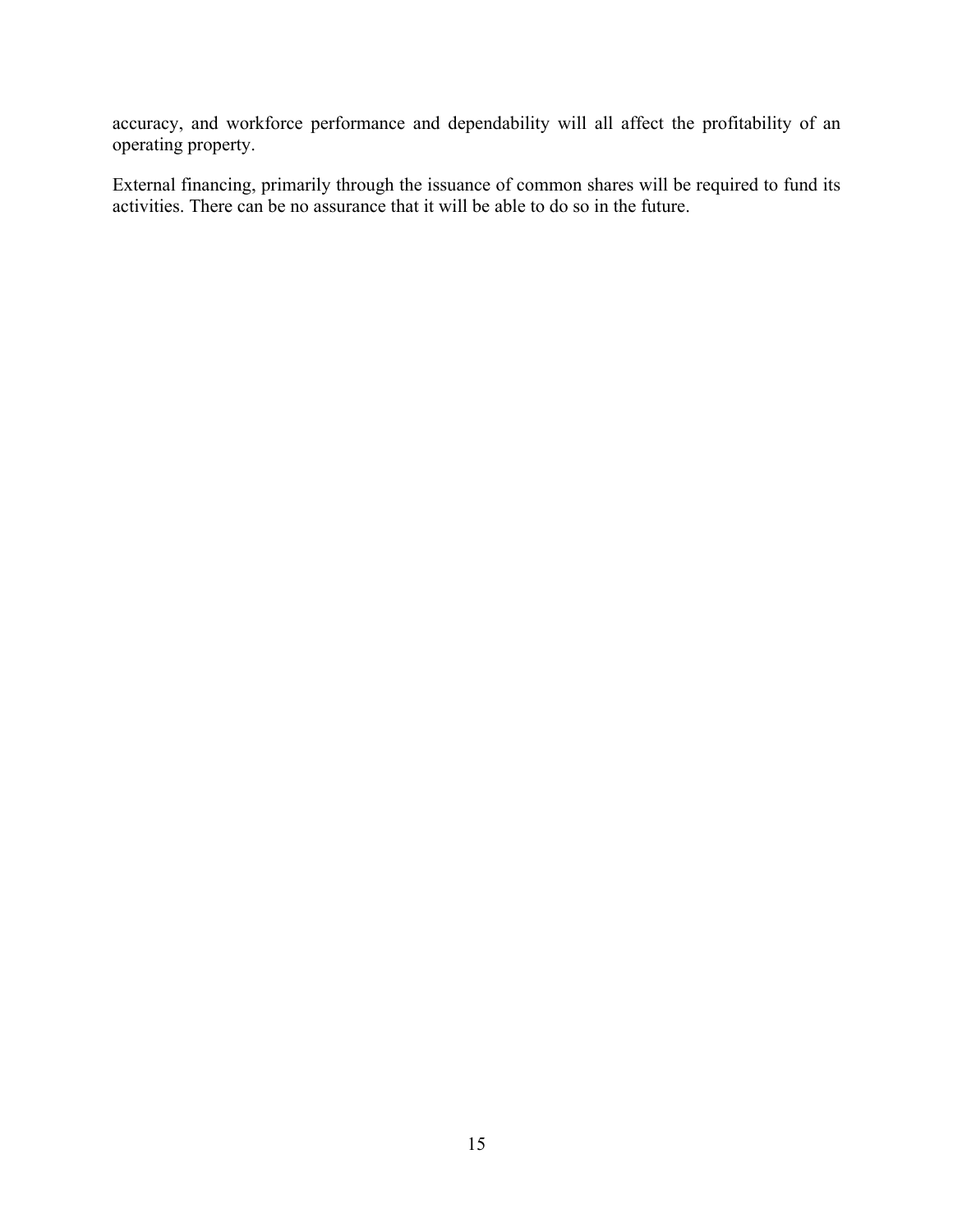accuracy, and workforce performance and dependability will all affect the profitability of an operating property.

External financing, primarily through the issuance of common shares will be required to fund its activities. There can be no assurance that it will be able to do so in the future.